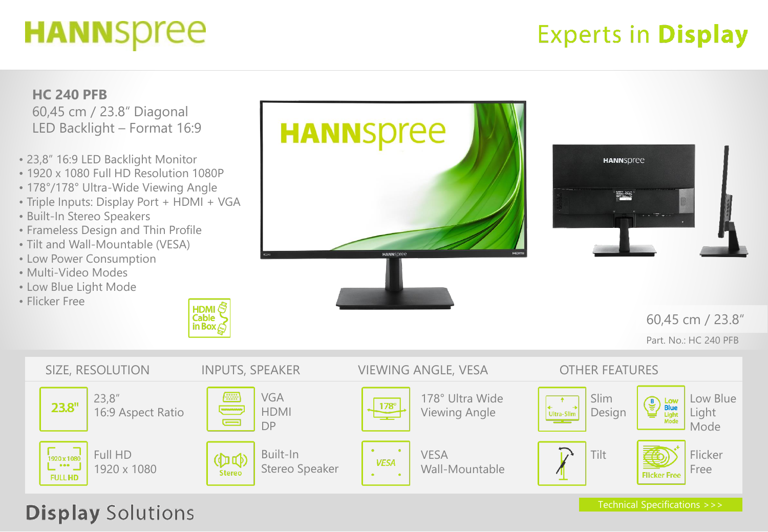# HANNspree

Experts in Display

## HC 240 PFB

60,45 cm / 23.8" Diagonal
LED Backlight – Format 16:9

- 23,8" 16:9 LED Backlight Monitor
- 1920 x 1080 Full HD Resolution 1080P
- 178°/178° Ultra-Wide Viewing Angle
- Triple Inputs: Display Port + HDMI + VGA
- Built-In Stereo Speakers
- Frameless Design and Thin Profile
- Tilt and Wall-Mountable (VESA)
- Low Power Consumption
- Multi-Video Modes
- Low Blue Light Mode
- Flicker Free

HDMI Cable in Box

60,45 cm / 23.8"

Part. No.: HC 240 PFB

| SIZE, RESOLUTION | INPUTS, SPEAKER | VIEWING ANGLE, VESA | OTHER FEATURES | |
|---|---|---|---|---|
| 23,8" 16:9 Aspect Ratio | VGA HDMI DP | 178° Ultra Wide Viewing Angle | Slim Design | Low Blue Light Mode |
| Full HD 1920 x 1080 | Built-In Stereo Speaker | VESA Wall-Mountable | Tilt | Flicker Free |

Technical Specifications >>>

**Display** Solutions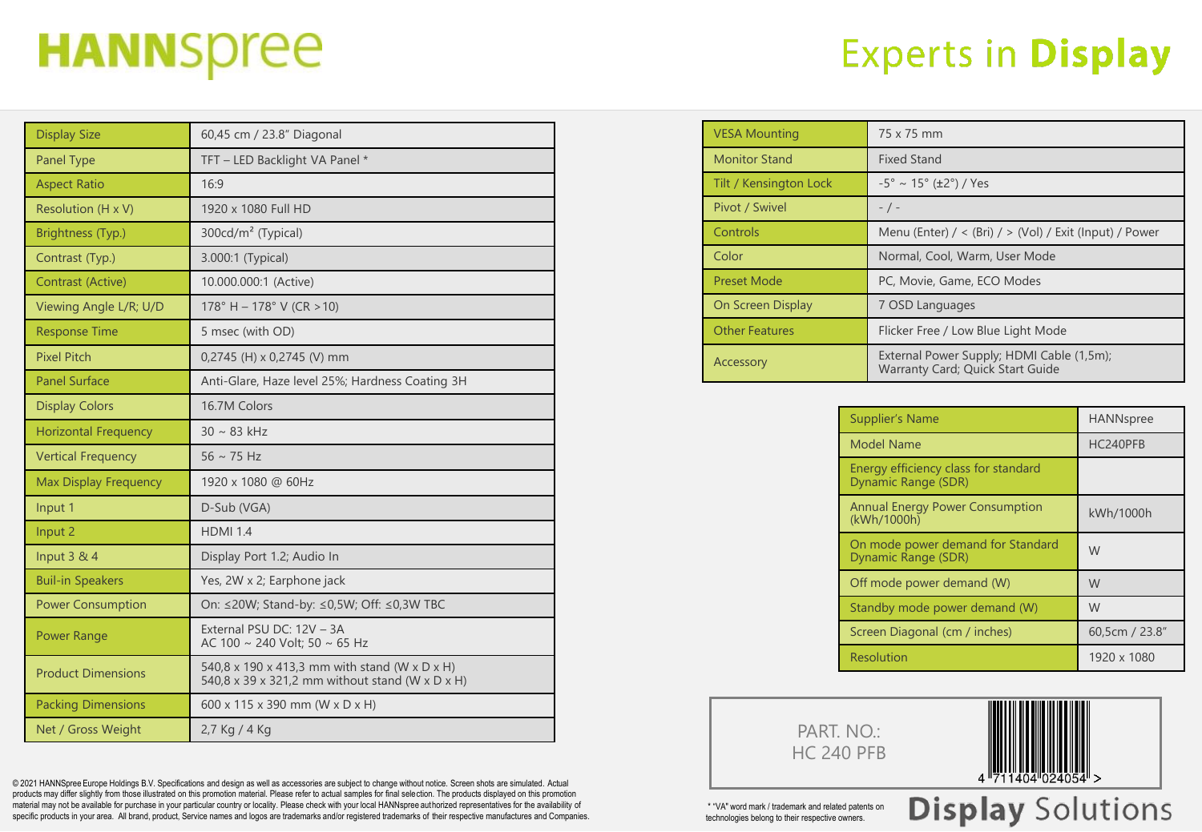# HANNspree

## Experts in Display

| | |
|---|---|
| Display Size | 60,45 cm / 23.8" Diagonal |
| Panel Type | TFT – LED Backlight VA Panel * |
| Aspect Ratio | 16:9 |
| Resolution (H x V) | 1920 x 1080 Full HD |
| Brightness (Typ.) | 300cd/m² (Typical) |
| Contrast (Typ.) | 3.000:1 (Typical) |
| Contrast (Active) | 10.000.000:1 (Active) |
| Viewing Angle L/R; U/D | 178° H – 178° V (CR >10) |
| Response Time | 5 msec (with OD) |
| Pixel Pitch | 0,2745 (H) x 0,2745 (V) mm |
| Panel Surface | Anti-Glare, Haze level 25%; Hardness Coating 3H |
| Display Colors | 16.7M Colors |
| Horizontal Frequency | 30 ~ 83 kHz |
| Vertical Frequency | 56 ~ 75 Hz |
| Max Display Frequency | 1920 x 1080 @ 60Hz |
| Input 1 | D-Sub (VGA) |
| Input 2 | HDMI 1.4 |
| Input 3 & 4 | Display Port 1.2; Audio In |
| Buil-in Speakers | Yes, 2W x 2; Earphone jack |
| Power Consumption | On: ≤20W; Stand-by: ≤0,5W; Off: ≤0,3W TBC |
| Power Range | External PSU DC: 12V – 3A<br>AC 100 ~ 240 Volt; 50 ~ 65 Hz |
| Product Dimensions | 540,8 x 190 x 413,3 mm with stand (W x D x H)<br>540,8 x 39 x 321,2 mm without stand (W x D x H) |
| Packing Dimensions | 600 x 115 x 390 mm (W x D x H) |
| Net / Gross Weight | 2,7 Kg / 4 Kg |

| | |
|---|---|
| VESA Mounting | 75 x 75 mm |
| Monitor Stand | Fixed Stand |
| Tilt / Kensington Lock | -5° ~ 15° (±2°) / Yes |
| Pivot / Swivel | - / - |
| Controls | Menu (Enter) / < (Bri) / > (Vol) / Exit (Input) / Power |
| Color | Normal, Cool, Warm, User Mode |
| Preset Mode | PC, Movie, Game, ECO Modes |
| On Screen Display | 7 OSD Languages |
| Other Features | Flicker Free / Low Blue Light Mode |
| Accessory | External Power Supply; HDMI Cable (1,5m);<br>Warranty Card; Quick Start Guide |

| | |
|---|---|
| Supplier's Name | HANNspree |
| Model Name | HC240PFB |
| Energy efficiency class for standard Dynamic Range (SDR) | |
| Annual Energy Power Consumption (kWh/1000h) | kWh/1000h |
| On mode power demand for Standard Dynamic Range (SDR) | W |
| Off mode power demand (W) | W |
| Standby mode power demand (W) | W |
| Screen Diagonal (cm / inches) | 60,5cm / 23.8" |
| Resolution | 1920 x 1080 |

PART. NO.:
HC 240 PFB

4 711404 024054 >

© 2021 HANNSpree Europe Holdings B.V. Specifications and design as well as accessories are subject to change without notice. Screen shots are simulated. Actual products may differ slightly from those illustrated on this promotion material. Please refer to actual samples for final selection. The products displayed on this promotion material may not be available for purchase in your particular country or locality. Please check with your local HANNspree authorized representatives for the availability of specific products in your area. All brand, product, Service names and logos are trademarks and/or registered trademarks of their respective manufactures and Companies.

* "VA" word mark / trademark and related patents on technologies belong to their respective owners.

**Display** Solutions